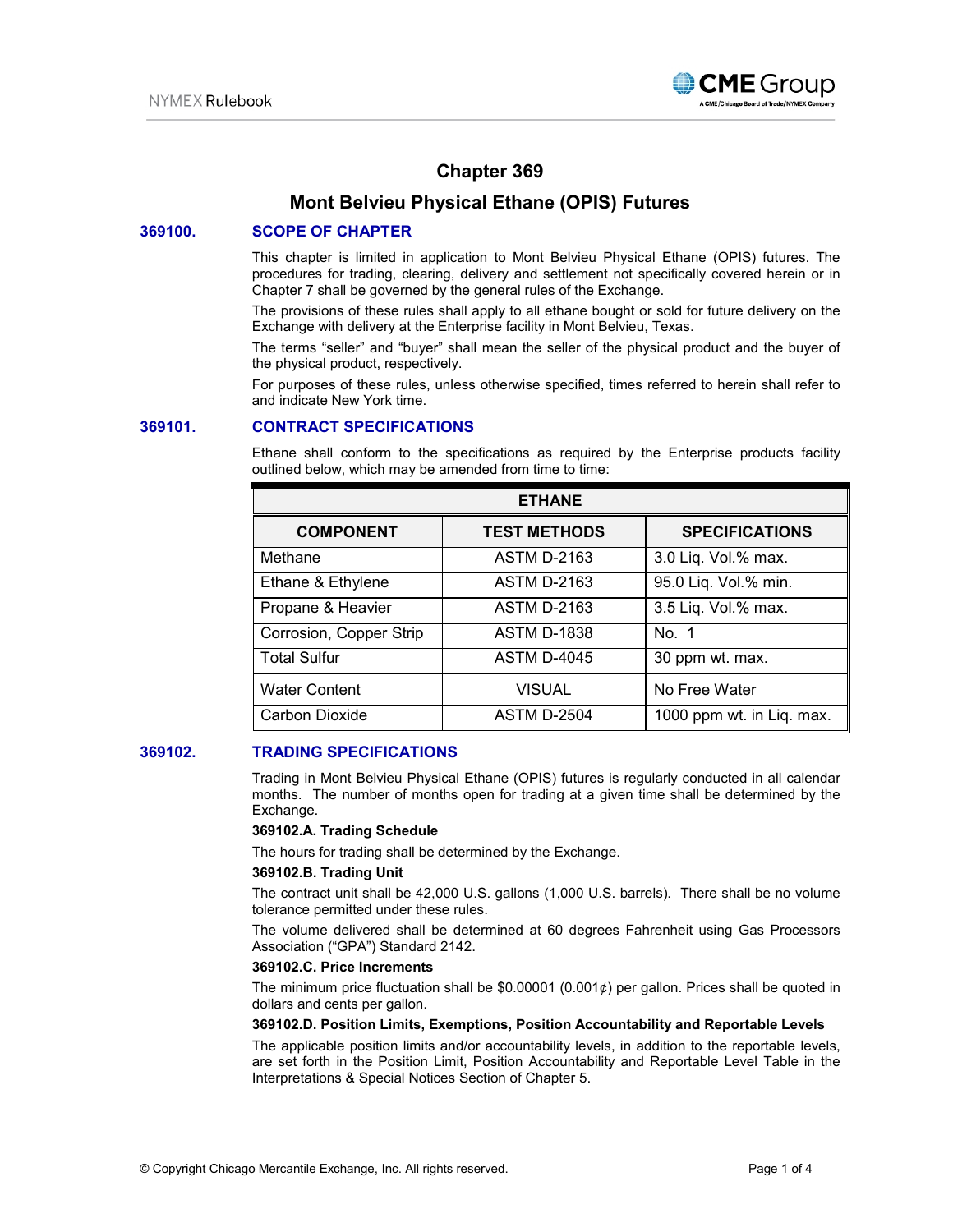# Chapter 369

## Mont Belvieu Physical Ethane (OPIS) Futures

### 369100. SCOPE OF CHAPTER

This chapter is limited in application to Mont Belvieu Physical Ethane (OPIS) futures. The procedures for trading, clearing, delivery and settlement not specifically covered herein or in Chapter 7 shall be governed by the general rules of the Exchange.

The provisions of these rules shall apply to all ethane bought or sold for future delivery on the Exchange with delivery at the Enterprise facility in Mont Belvieu, Texas.

The terms "seller" and "buyer" shall mean the seller of the physical product and the buyer of the physical product, respectively.

For purposes of these rules, unless otherwise specified, times referred to herein shall refer to and indicate New York time.

### 369101. CONTRACT SPECIFICATIONS

Ethane shall conform to the specifications as required by the Enterprise products facility outlined below, which may be amended from time to time:

| ETHANE | | |
|---|---|---|
| **COMPONENT** | **TEST METHODS** | **SPECIFICATIONS** |
| Methane | ASTM D-2163 | 3.0 Liq. Vol.% max. |
| Ethane & Ethylene | ASTM D-2163 | 95.0 Liq. Vol.% min. |
| Propane & Heavier | ASTM D-2163 | 3.5 Liq. Vol.% max. |
| Corrosion, Copper Strip | ASTM D-1838 | No. 1 |
| Total Sulfur | ASTM D-4045 | 30 ppm wt. max. |
| Water Content | VISUAL | No Free Water |
| Carbon Dioxide | ASTM D-2504 | 1000 ppm wt. in Liq. max. |

### 369102. TRADING SPECIFICATIONS

Trading in Mont Belvieu Physical Ethane (OPIS) futures is regularly conducted in all calendar months. The number of months open for trading at a given time shall be determined by the Exchange.

**369102.A. Trading Schedule**

The hours for trading shall be determined by the Exchange.

**369102.B. Trading Unit**

The contract unit shall be 42,000 U.S. gallons (1,000 U.S. barrels). There shall be no volume tolerance permitted under these rules.

The volume delivered shall be determined at 60 degrees Fahrenheit using Gas Processors Association ("GPA") Standard 2142.

**369102.C. Price Increments**

The minimum price fluctuation shall be $0.00001 (0.001¢) per gallon. Prices shall be quoted in dollars and cents per gallon.

**369102.D. Position Limits, Exemptions, Position Accountability and Reportable Levels**

The applicable position limits and/or accountability levels, in addition to the reportable levels, are set forth in the Position Limit, Position Accountability and Reportable Level Table in the Interpretations & Special Notices Section of Chapter 5.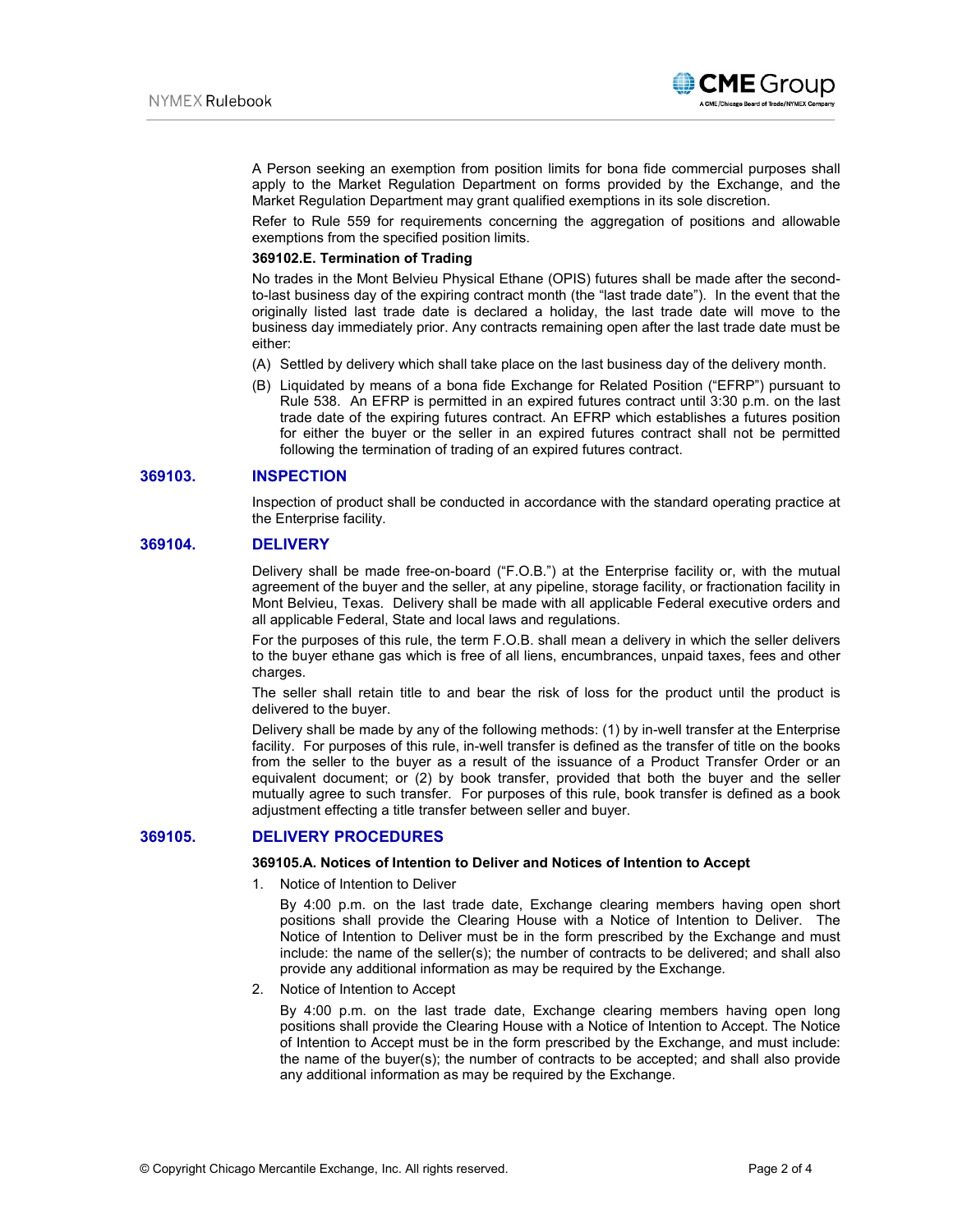A Person seeking an exemption from position limits for bona fide commercial purposes shall apply to the Market Regulation Department on forms provided by the Exchange, and the Market Regulation Department may grant qualified exemptions in its sole discretion.

Refer to Rule 559 for requirements concerning the aggregation of positions and allowable exemptions from the specified position limits.

**369102.E. Termination of Trading**

No trades in the Mont Belvieu Physical Ethane (OPIS) futures shall be made after the second-to-last business day of the expiring contract month (the "last trade date"). In the event that the originally listed last trade date is declared a holiday, the last trade date will move to the business day immediately prior. Any contracts remaining open after the last trade date must be either:

(A) Settled by delivery which shall take place on the last business day of the delivery month.

(B) Liquidated by means of a bona fide Exchange for Related Position ("EFRP") pursuant to Rule 538. An EFRP is permitted in an expired futures contract until 3:30 p.m. on the last trade date of the expiring futures contract. An EFRP which establishes a futures position for either the buyer or the seller in an expired futures contract shall not be permitted following the termination of trading of an expired futures contract.

## 369103. INSPECTION

Inspection of product shall be conducted in accordance with the standard operating practice at the Enterprise facility.

## 369104. DELIVERY

Delivery shall be made free-on-board ("F.O.B.") at the Enterprise facility or, with the mutual agreement of the buyer and the seller, at any pipeline, storage facility, or fractionation facility in Mont Belvieu, Texas. Delivery shall be made with all applicable Federal executive orders and all applicable Federal, State and local laws and regulations.

For the purposes of this rule, the term F.O.B. shall mean a delivery in which the seller delivers to the buyer ethane gas which is free of all liens, encumbrances, unpaid taxes, fees and other charges.

The seller shall retain title to and bear the risk of loss for the product until the product is delivered to the buyer.

Delivery shall be made by any of the following methods: (1) by in-well transfer at the Enterprise facility. For purposes of this rule, in-well transfer is defined as the transfer of title on the books from the seller to the buyer as a result of the issuance of a Product Transfer Order or an equivalent document; or (2) by book transfer, provided that both the buyer and the seller mutually agree to such transfer. For purposes of this rule, book transfer is defined as a book adjustment effecting a title transfer between seller and buyer.

## 369105. DELIVERY PROCEDURES

**369105.A. Notices of Intention to Deliver and Notices of Intention to Accept**

1. Notice of Intention to Deliver

   By 4:00 p.m. on the last trade date, Exchange clearing members having open short positions shall provide the Clearing House with a Notice of Intention to Deliver. The Notice of Intention to Deliver must be in the form prescribed by the Exchange and must include: the name of the seller(s); the number of contracts to be delivered; and shall also provide any additional information as may be required by the Exchange.

2. Notice of Intention to Accept

   By 4:00 p.m. on the last trade date, Exchange clearing members having open long positions shall provide the Clearing House with a Notice of Intention to Accept. The Notice of Intention to Accept must be in the form prescribed by the Exchange, and must include: the name of the buyer(s); the number of contracts to be accepted; and shall also provide any additional information as may be required by the Exchange.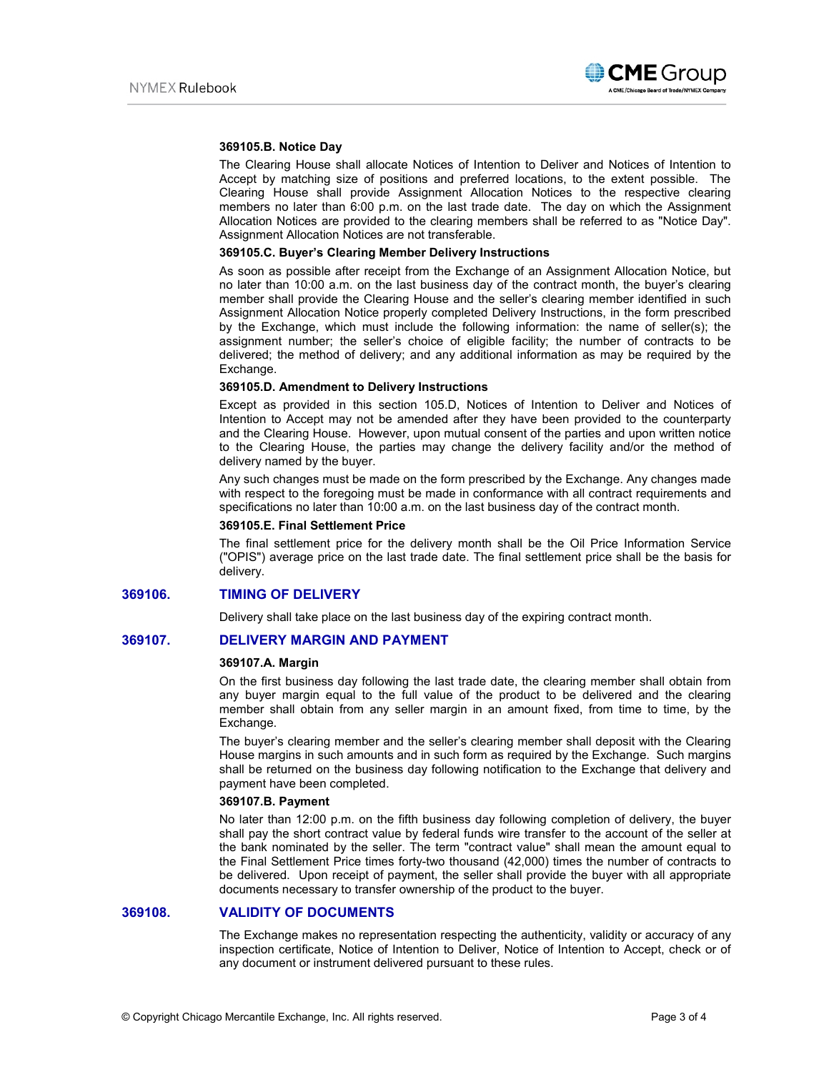#### 369105.B. Notice Day

The Clearing House shall allocate Notices of Intention to Deliver and Notices of Intention to Accept by matching size of positions and preferred locations, to the extent possible. The Clearing House shall provide Assignment Allocation Notices to the respective clearing members no later than 6:00 p.m. on the last trade date. The day on which the Assignment Allocation Notices are provided to the clearing members shall be referred to as "Notice Day". Assignment Allocation Notices are not transferable.

#### 369105.C. Buyer's Clearing Member Delivery Instructions

As soon as possible after receipt from the Exchange of an Assignment Allocation Notice, but no later than 10:00 a.m. on the last business day of the contract month, the buyer's clearing member shall provide the Clearing House and the seller's clearing member identified in such Assignment Allocation Notice properly completed Delivery Instructions, in the form prescribed by the Exchange, which must include the following information: the name of seller(s); the assignment number; the seller's choice of eligible facility; the number of contracts to be delivered; the method of delivery; and any additional information as may be required by the Exchange.

#### 369105.D. Amendment to Delivery Instructions

Except as provided in this section 105.D, Notices of Intention to Deliver and Notices of Intention to Accept may not be amended after they have been provided to the counterparty and the Clearing House. However, upon mutual consent of the parties and upon written notice to the Clearing House, the parties may change the delivery facility and/or the method of delivery named by the buyer.

Any such changes must be made on the form prescribed by the Exchange. Any changes made with respect to the foregoing must be made in conformance with all contract requirements and specifications no later than 10:00 a.m. on the last business day of the contract month.

#### 369105.E. Final Settlement Price

The final settlement price for the delivery month shall be the Oil Price Information Service ("OPIS") average price on the last trade date. The final settlement price shall be the basis for delivery.

## 369106. TIMING OF DELIVERY

Delivery shall take place on the last business day of the expiring contract month.

## 369107. DELIVERY MARGIN AND PAYMENT

#### 369107.A. Margin

On the first business day following the last trade date, the clearing member shall obtain from any buyer margin equal to the full value of the product to be delivered and the clearing member shall obtain from any seller margin in an amount fixed, from time to time, by the Exchange.

The buyer's clearing member and the seller's clearing member shall deposit with the Clearing House margins in such amounts and in such form as required by the Exchange. Such margins shall be returned on the business day following notification to the Exchange that delivery and payment have been completed.

#### 369107.B. Payment

No later than 12:00 p.m. on the fifth business day following completion of delivery, the buyer shall pay the short contract value by federal funds wire transfer to the account of the seller at the bank nominated by the seller. The term "contract value" shall mean the amount equal to the Final Settlement Price times forty-two thousand (42,000) times the number of contracts to be delivered. Upon receipt of payment, the seller shall provide the buyer with all appropriate documents necessary to transfer ownership of the product to the buyer.

## 369108. VALIDITY OF DOCUMENTS

The Exchange makes no representation respecting the authenticity, validity or accuracy of any inspection certificate, Notice of Intention to Deliver, Notice of Intention to Accept, check or of any document or instrument delivered pursuant to these rules.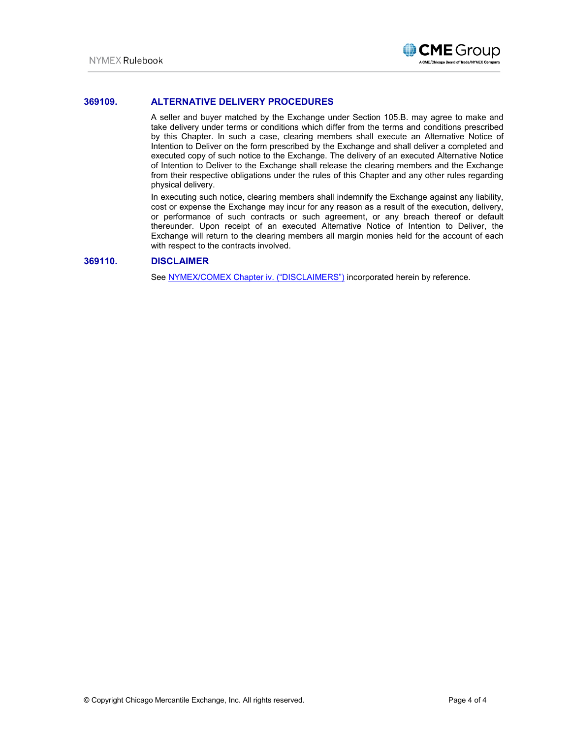## 369109. ALTERNATIVE DELIVERY PROCEDURES

A seller and buyer matched by the Exchange under Section 105.B. may agree to make and take delivery under terms or conditions which differ from the terms and conditions prescribed by this Chapter. In such a case, clearing members shall execute an Alternative Notice of Intention to Deliver on the form prescribed by the Exchange and shall deliver a completed and executed copy of such notice to the Exchange. The delivery of an executed Alternative Notice of Intention to Deliver to the Exchange shall release the clearing members and the Exchange from their respective obligations under the rules of this Chapter and any other rules regarding physical delivery.

In executing such notice, clearing members shall indemnify the Exchange against any liability, cost or expense the Exchange may incur for any reason as a result of the execution, delivery, or performance of such contracts or such agreement, or any breach thereof or default thereunder. Upon receipt of an executed Alternative Notice of Intention to Deliver, the Exchange will return to the clearing members all margin monies held for the account of each with respect to the contracts involved.

## 369110. DISCLAIMER

See NYMEX/COMEX Chapter iv. ("DISCLAIMERS") incorporated herein by reference.